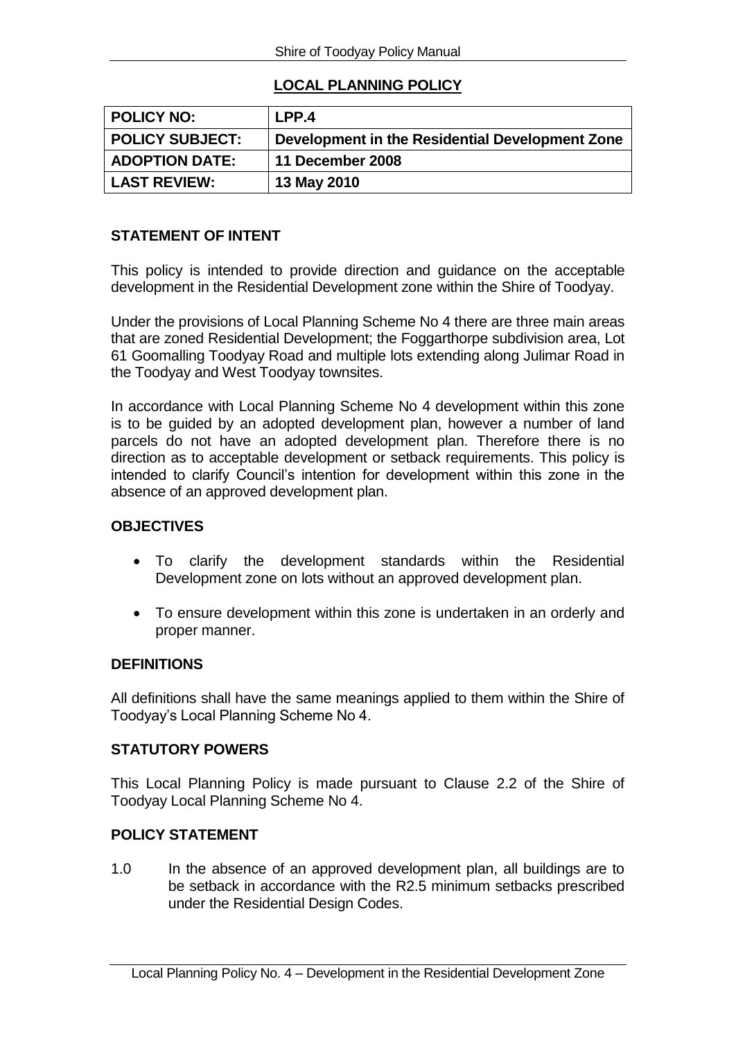# LOCAL PLANNING POLICY

| POLICY NO: | LPP.4 |
|---|---|
| POLICY SUBJECT: | Development in the Residential Development Zone |
| ADOPTION DATE: | 11 December 2008 |
| LAST REVIEW: | 13 May 2010 |

## STATEMENT OF INTENT

This policy is intended to provide direction and guidance on the acceptable development in the Residential Development zone within the Shire of Toodyay.

Under the provisions of Local Planning Scheme No 4 there are three main areas that are zoned Residential Development; the Foggarthorpe subdivision area, Lot 61 Goomalling Toodyay Road and multiple lots extending along Julimar Road in the Toodyay and West Toodyay townsites.

In accordance with Local Planning Scheme No 4 development within this zone is to be guided by an adopted development plan, however a number of land parcels do not have an adopted development plan. Therefore there is no direction as to acceptable development or setback requirements. This policy is intended to clarify Council's intention for development within this zone in the absence of an approved development plan.

## OBJECTIVES

- To clarify the development standards within the Residential Development zone on lots without an approved development plan.
- To ensure development within this zone is undertaken in an orderly and proper manner.

## DEFINITIONS

All definitions shall have the same meanings applied to them within the Shire of Toodyay's Local Planning Scheme No 4.

## STATUTORY POWERS

This Local Planning Policy is made pursuant to Clause 2.2 of the Shire of Toodyay Local Planning Scheme No 4.

## POLICY STATEMENT

1.0 In the absence of an approved development plan, all buildings are to be setback in accordance with the R2.5 minimum setbacks prescribed under the Residential Design Codes.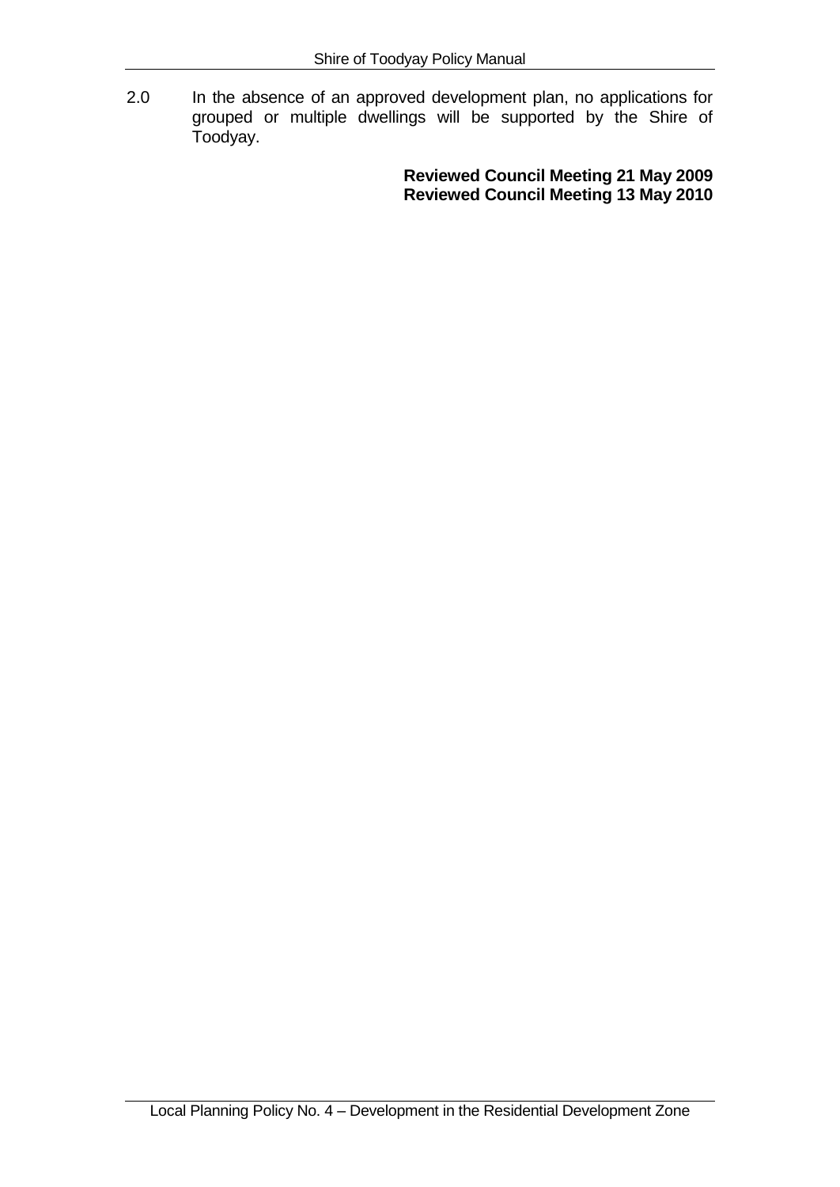2.0 In the absence of an approved development plan, no applications for grouped or multiple dwellings will be supported by the Shire of Toodyay.

**Reviewed Council Meeting 21 May 2009**
**Reviewed Council Meeting 13 May 2010**